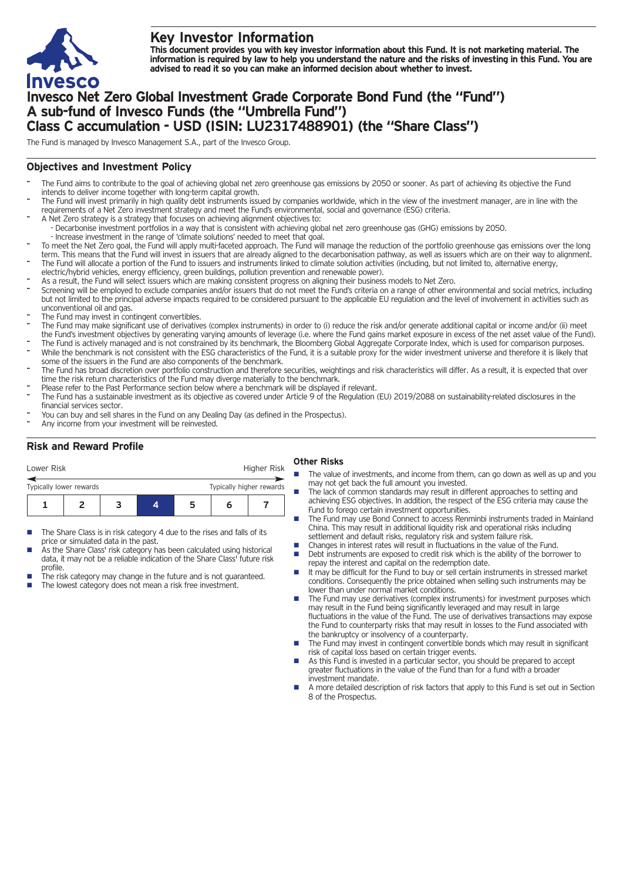# Key Investor Information

**This document provides you with key investor information about this Fund. It is not marketing material. The information is required by law to help you understand the nature and the risks of investing in this Fund. You are advised to read it so you can make an informed decision about whether to invest.**

# Invesco Net Zero Global Investment Grade Corporate Bond Fund (the "Fund") A sub-fund of Invesco Funds (the "Umbrella Fund") Class C accumulation - USD (ISIN: LU2317488901) (the "Share Class")

The Fund is managed by Invesco Management S.A., part of the Invesco Group.

## Objectives and Investment Policy

- The Fund aims to contribute to the goal of achieving global net zero greenhouse gas emissions by 2050 or sooner. As part of achieving its objective the Fund intends to deliver income together with long-term capital growth.
- The Fund will invest primarily in high quality debt instruments issued by companies worldwide, which in the view of the investment manager, are in line with the requirements of a Net Zero investment strategy and meet the Fund's environmental, social and governance (ESG) criteria.
- A Net Zero strategy is a strategy that focuses on achieving alignment objectives to:
  - Decarbonise investment portfolios in a way that is consistent with achieving global net zero greenhouse gas (GHG) emissions by 2050.
  - Increase investment in the range of 'climate solutions' needed to meet that goal.
- To meet the Net Zero goal, the Fund will apply multi-faceted approach. The Fund will manage the reduction of the portfolio greenhouse gas emissions over the long term. This means that the Fund will invest in issuers that are already aligned to the decarbonisation pathway, as well as issuers which are on their way to alignment.
- The Fund will allocate a portion of the Fund to issuers and instruments linked to climate solution activities (including, but not limited to, alternative energy, electric/hybrid vehicles, energy efficiency, green buildings, pollution prevention and renewable power).
- As a result, the Fund will select issuers which are making consistent progress on aligning their business models to Net Zero.
- Screening will be employed to exclude companies and/or issuers that do not meet the Fund's criteria on a range of other environmental and social metrics, including but not limited to the principal adverse impacts required to be considered pursuant to the applicable EU regulation and the level of involvement in activities such as unconventional oil and gas.
- The Fund may invest in contingent convertibles.
- The Fund may make significant use of derivatives (complex instruments) in order to (i) reduce the risk and/or generate additional capital or income and/or (ii) meet the Fund's investment objectives by generating varying amounts of leverage (i.e. where the Fund gains market exposure in excess of the net asset value of the Fund).
- The Fund is actively managed and is not constrained by its benchmark, the Bloomberg Global Aggregate Corporate Index, which is used for comparison purposes.
- While the benchmark is not consistent with the ESG characteristics of the Fund, it is a suitable proxy for the wider investment universe and therefore it is likely that some of the issuers in the Fund are also components of the benchmark.
- The Fund has broad discretion over portfolio construction and therefore securities, weightings and risk characteristics will differ. As a result, it is expected that over time the risk return characteristics of the Fund may diverge materially to the benchmark.
- Please refer to the Past Performance section below where a benchmark will be displayed if relevant.
- The Fund has a sustainable investment as its objective as covered under Article 9 of the Regulation (EU) 2019/2088 on sustainability-related disclosures in the financial services sector.
- You can buy and sell shares in the Fund on any Dealing Day (as defined in the Prospectus).
- Any income from your investment will be reinvested.

## Risk and Reward Profile

| Lower Risk | | | | | | Higher Risk |
|---|---|---|---|---|---|---|
| Typically lower rewards | | | | | | Typically higher rewards |
| 1 | 2 | 3 | **4** | 5 | 6 | 7 |

- The Share Class is in risk category 4 due to the rises and falls of its price or simulated data in the past.
- As the Share Class' risk category has been calculated using historical data, it may not be a reliable indication of the Share Class' future risk profile.
- The risk category may change in the future and is not guaranteed.
- The lowest category does not mean a risk free investment.

### Other Risks

- The value of investments, and income from them, can go down as well as up and you may not get back the full amount you invested.
- The lack of common standards may result in different approaches to setting and achieving ESG objectives. In addition, the respect of the ESG criteria may cause the Fund to forego certain investment opportunities.
- The Fund may use Bond Connect to access Renminbi instruments traded in Mainland China. This may result in additional liquidity risk and operational risks including settlement and default risks, regulatory risk and system failure risk.
- Changes in interest rates will result in fluctuations in the value of the Fund.
- Debt instruments are exposed to credit risk which is the ability of the borrower to repay the interest and capital on the redemption date.
- It may be difficult for the Fund to buy or sell certain instruments in stressed market conditions. Consequently the price obtained when selling such instruments may be lower than under normal market conditions.
- The Fund may use derivatives (complex instruments) for investment purposes which may result in the Fund being significantly leveraged and may result in large fluctuations in the value of the Fund. The use of derivatives transactions may expose the Fund to counterparty risks that may result in losses to the Fund associated with the bankruptcy or insolvency of a counterparty.
- The Fund may invest in contingent convertible bonds which may result in significant risk of capital loss based on certain trigger events.
- As this Fund is invested in a particular sector, you should be prepared to accept greater fluctuations in the value of the Fund than for a fund with a broader investment mandate.
- A more detailed description of risk factors that apply to this Fund is set out in Section 8 of the Prospectus.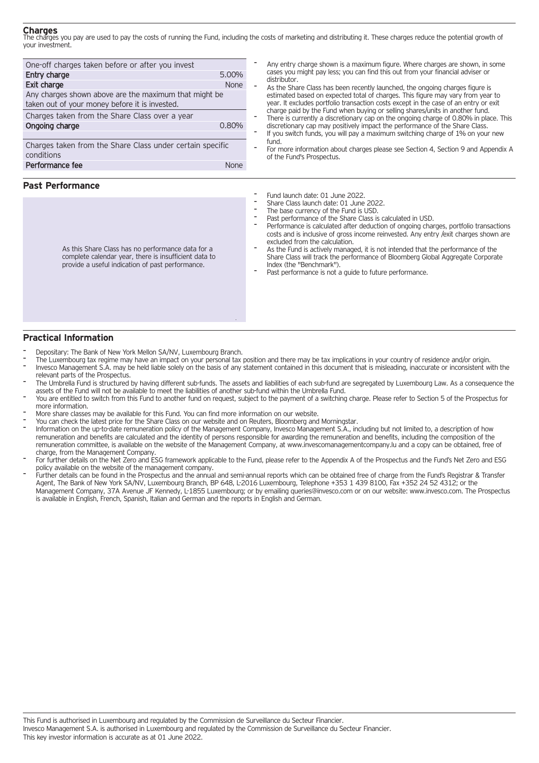## Charges

The charges you pay are used to pay the costs of running the Fund, including the costs of marketing and distributing it. These charges reduce the potential growth of your investment.

| | |
|---|---|
| One-off charges taken before or after you invest | |
| **Entry charge** | 5.00% |
| **Exit charge** | None |
| Any charges shown above are the maximum that might be taken out of your money before it is invested. | |
| Charges taken from the Share Class over a year | |
| **Ongoing charge** | 0.80% |
| Charges taken from the Share Class under certain specific conditions | |
| **Performance fee** | None |

- Any entry charge shown is a maximum figure. Where charges are shown, in some cases you might pay less; you can find this out from your financial adviser or distributor.
- As the Share Class has been recently launched, the ongoing charges figure is estimated based on expected total of charges. This figure may vary from year to year. It excludes portfolio transaction costs except in the case of an entry or exit charge paid by the Fund when buying or selling shares/units in another fund.
- There is currently a discretionary cap on the ongoing charge of 0.80% in place. This discretionary cap may positively impact the performance of the Share Class.
- If you switch funds, you will pay a maximum switching charge of 1% on your new fund.
- For more information about charges please see Section 4, Section 9 and Appendix A of the Fund's Prospectus.

## Past Performance

As this Share Class has no performance data for a complete calendar year, there is insufficient data to provide a useful indication of past performance.

- Fund launch date: 01 June 2022.
- Share Class launch date: 01 June 2022.
- The base currency of the Fund is USD.
- Past performance of the Share Class is calculated in USD.
- Performance is calculated after deduction of ongoing charges, portfolio transactions costs and is inclusive of gross income reinvested. Any entry /exit charges shown are excluded from the calculation.
- As the Fund is actively managed, it is not intended that the performance of the Share Class will track the performance of Bloomberg Global Aggregate Corporate Index (the "Benchmark").
- Past performance is not a guide to future performance.

## Practical Information

- Depositary: The Bank of New York Mellon SA/NV, Luxembourg Branch.
- The Luxembourg tax regime may have an impact on your personal tax position and there may be tax implications in your country of residence and/or origin.
- Invesco Management S.A. may be held liable solely on the basis of any statement contained in this document that is misleading, inaccurate or inconsistent with the relevant parts of the Prospectus.
- The Umbrella Fund is structured by having different sub-funds. The assets and liabilities of each sub-fund are segregated by Luxembourg Law. As a consequence the assets of the Fund will not be available to meet the liabilities of another sub-fund within the Umbrella Fund.
- You are entitled to switch from this Fund to another fund on request, subject to the payment of a switching charge. Please refer to Section 5 of the Prospectus for more information.
- More share classes may be available for this Fund. You can find more information on our website.
- You can check the latest price for the Share Class on our website and on Reuters, Bloomberg and Morningstar.
- Information on the up-to-date remuneration policy of the Management Company, Invesco Management S.A., including but not limited to, a description of how remuneration and benefits are calculated and the identity of persons responsible for awarding the remuneration and benefits, including the composition of the remuneration committee, is available on the website of the Management Company, at www.invescomanagementcompany.lu and a copy can be obtained, free of charge, from the Management Company.
- For further details on the Net Zero and ESG framework applicable to the Fund, please refer to the Appendix A of the Prospectus and the Fund's Net Zero and ESG policy available on the website of the management company.
- Further details can be found in the Prospectus and the annual and semi-annual reports which can be obtained free of charge from the Fund's Registrar & Transfer Agent, The Bank of New York SA/NV, Luxembourg Branch, BP 648, L-2016 Luxembourg, Telephone +353 1 439 8100, Fax +352 24 52 4312; or the Management Company, 37A Avenue JF Kennedy, L-1855 Luxembourg; or by emailing queries@invesco.com or on our website: www.invesco.com. The Prospectus is available in English, French, Spanish, Italian and German and the reports in English and German.

This Fund is authorised in Luxembourg and regulated by the Commission de Surveillance du Secteur Financier.
Invesco Management S.A. is authorised in Luxembourg and regulated by the Commission de Surveillance du Secteur Financier.
This key investor information is accurate as at 01 June 2022.